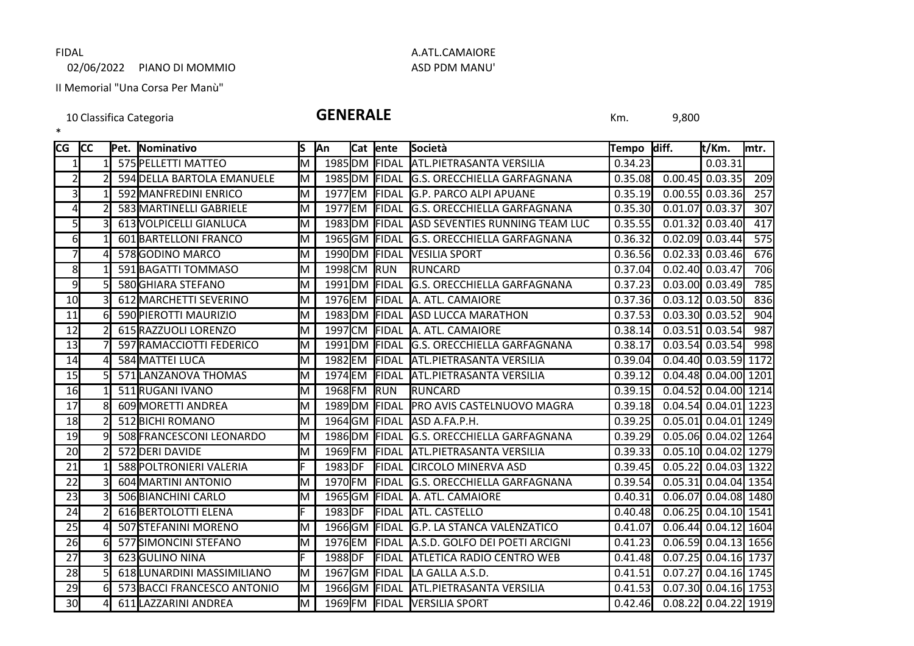FIDAL

02/06/2022 PIANO DI MOMMIO

A.ATL.CAMAIORE

ASD PDM MANU'

Il Memorial "Una Corsa Per Manù"

10 Classifica Categoria

## GENERALE

Km. 9,800

*

| CG | CC | Pet. | Nominativo | S | An | Cat | ente | Società | Tempo | diff. | t/Km. | mtr. |
|---|---|---|---|---|---|---|---|---|---|---|---|---|
| 1 | 1 | 575 | PELLETTI MATTEO | M | 1985 | DM | FIDAL | ATL.PIETRASANTA VERSILIA | 0.34.23 | | 0.03.31 | |
| 2 | 2 | 594 | DELLA BARTOLA EMANUELE | M | 1985 | DM | FIDAL | G.S. ORECCHIELLA GARFAGNANA | 0.35.08 | 0.00.45 | 0.03.35 | 209 |
| 3 | 1 | 592 | MANFREDINI ENRICO | M | 1977 | EM | FIDAL | G.P. PARCO ALPI APUANE | 0.35.19 | 0.00.55 | 0.03.36 | 257 |
| 4 | 2 | 583 | MARTINELLI GABRIELE | M | 1977 | EM | FIDAL | G.S. ORECCHIELLA GARFAGNANA | 0.35.30 | 0.01.07 | 0.03.37 | 307 |
| 5 | 3 | 613 | VOLPICELLI GIANLUCA | M | 1983 | DM | FIDAL | ASD SEVENTIES RUNNING TEAM LUC | 0.35.55 | 0.01.32 | 0.03.40 | 417 |
| 6 | 1 | 601 | BARTELLONI FRANCO | M | 1965 | GM | FIDAL | G.S. ORECCHIELLA GARFAGNANA | 0.36.32 | 0.02.09 | 0.03.44 | 575 |
| 7 | 4 | 578 | GODINO MARCO | M | 1990 | DM | FIDAL | VESILIA SPORT | 0.36.56 | 0.02.33 | 0.03.46 | 676 |
| 8 | 1 | 591 | BAGATTI TOMMASO | M | 1998 | CM | RUN | RUNCARD | 0.37.04 | 0.02.40 | 0.03.47 | 706 |
| 9 | 5 | 580 | GHIARA STEFANO | M | 1991 | DM | FIDAL | G.S. ORECCHIELLA GARFAGNANA | 0.37.23 | 0.03.00 | 0.03.49 | 785 |
| 10 | 3 | 612 | MARCHETTI SEVERINO | M | 1976 | EM | FIDAL | A. ATL. CAMAIORE | 0.37.36 | 0.03.12 | 0.03.50 | 836 |
| 11 | 6 | 590 | PIEROTTI MAURIZIO | M | 1983 | DM | FIDAL | ASD LUCCA MARATHON | 0.37.53 | 0.03.30 | 0.03.52 | 904 |
| 12 | 2 | 615 | RAZZUOLI LORENZO | M | 1997 | CM | FIDAL | A. ATL. CAMAIORE | 0.38.14 | 0.03.51 | 0.03.54 | 987 |
| 13 | 7 | 597 | RAMACCIOTTI FEDERICO | M | 1991 | DM | FIDAL | G.S. ORECCHIELLA GARFAGNANA | 0.38.17 | 0.03.54 | 0.03.54 | 998 |
| 14 | 4 | 584 | MATTEI LUCA | M | 1982 | EM | FIDAL | ATL.PIETRASANTA VERSILIA | 0.39.04 | 0.04.40 | 0.03.59 | 1172 |
| 15 | 5 | 571 | LANZANOVA THOMAS | M | 1974 | EM | FIDAL | ATL.PIETRASANTA VERSILIA | 0.39.12 | 0.04.48 | 0.04.00 | 1201 |
| 16 | 1 | 511 | RUGANI IVANO | M | 1968 | FM | RUN | RUNCARD | 0.39.15 | 0.04.52 | 0.04.00 | 1214 |
| 17 | 8 | 609 | MORETTI ANDREA | M | 1989 | DM | FIDAL | PRO AVIS CASTELNUOVO MAGRA | 0.39.18 | 0.04.54 | 0.04.01 | 1223 |
| 18 | 2 | 512 | BICHI ROMANO | M | 1964 | GM | FIDAL | ASD A.FA.P.H. | 0.39.25 | 0.05.01 | 0.04.01 | 1249 |
| 19 | 9 | 508 | FRANCESCONI LEONARDO | M | 1986 | DM | FIDAL | G.S. ORECCHIELLA GARFAGNANA | 0.39.29 | 0.05.06 | 0.04.02 | 1264 |
| 20 | 2 | 572 | DERI DAVIDE | M | 1969 | FM | FIDAL | ATL.PIETRASANTA VERSILIA | 0.39.33 | 0.05.10 | 0.04.02 | 1279 |
| 21 | 1 | 588 | POLTRONIERI VALERIA | F | 1983 | DF | FIDAL | CIRCOLO MINERVA ASD | 0.39.45 | 0.05.22 | 0.04.03 | 1322 |
| 22 | 3 | 604 | MARTINI ANTONIO | M | 1970 | FM | FIDAL | G.S. ORECCHIELLA GARFAGNANA | 0.39.54 | 0.05.31 | 0.04.04 | 1354 |
| 23 | 3 | 506 | BIANCHINI CARLO | M | 1965 | GM | FIDAL | A. ATL. CAMAIORE | 0.40.31 | 0.06.07 | 0.04.08 | 1480 |
| 24 | 2 | 616 | BERTOLOTTI ELENA | F | 1983 | DF | FIDAL | ATL. CASTELLO | 0.40.48 | 0.06.25 | 0.04.10 | 1541 |
| 25 | 4 | 507 | STEFANINI MORENO | M | 1966 | GM | FIDAL | G.P. LA STANCA VALENZATICO | 0.41.07 | 0.06.44 | 0.04.12 | 1604 |
| 26 | 6 | 577 | SIMONCINI STEFANO | M | 1976 | EM | FIDAL | A.S.D. GOLFO DEI POETI ARCIGNI | 0.41.23 | 0.06.59 | 0.04.13 | 1656 |
| 27 | 3 | 623 | GULINO NINA | F | 1988 | DF | FIDAL | ATLETICA RADIO CENTRO WEB | 0.41.48 | 0.07.25 | 0.04.16 | 1737 |
| 28 | 5 | 618 | LUNARDINI MASSIMILIANO | M | 1967 | GM | FIDAL | LA GALLA A.S.D. | 0.41.51 | 0.07.27 | 0.04.16 | 1745 |
| 29 | 6 | 573 | BACCI FRANCESCO ANTONIO | M | 1966 | GM | FIDAL | ATL.PIETRASANTA VERSILIA | 0.41.53 | 0.07.30 | 0.04.16 | 1753 |
| 30 | 4 | 611 | LAZZARINI ANDREA | M | 1969 | FM | FIDAL | VERSILIA SPORT | 0.42.46 | 0.08.22 | 0.04.22 | 1919 |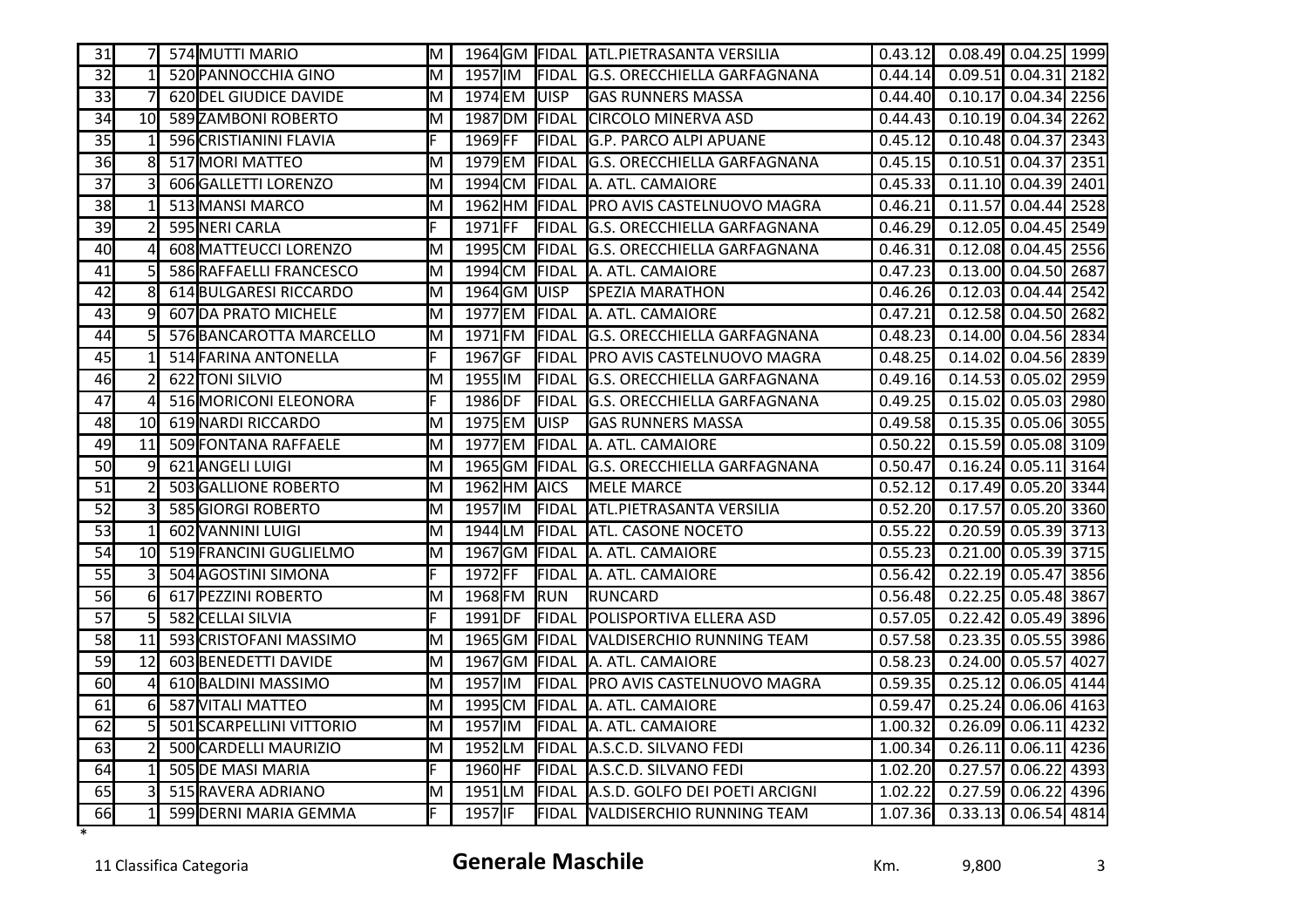| | | | | | | | | | | | | |
|---|---|---|---|---|---|---|---|---|---|---|---|---|
| 31 | 7 | 574 | MUTTI MARIO | M | 1964 | GM | FIDAL | ATL.PIETRASANTA VERSILIA | 0.43.12 | 0.08.49 | 0.04.25 | 1999 |
| 32 | 1 | 520 | PANNOCCHIA GINO | M | 1957 | IM | FIDAL | G.S. ORECCHIELLA GARFAGNANA | 0.44.14 | 0.09.51 | 0.04.31 | 2182 |
| 33 | 7 | 620 | DEL GIUDICE DAVIDE | M | 1974 | EM | UISP | GAS RUNNERS MASSA | 0.44.40 | 0.10.17 | 0.04.34 | 2256 |
| 34 | 10 | 589 | ZAMBONI ROBERTO | M | 1987 | DM | FIDAL | CIRCOLO MINERVA ASD | 0.44.43 | 0.10.19 | 0.04.34 | 2262 |
| 35 | 1 | 596 | CRISTIANINI FLAVIA | F | 1969 | FF | FIDAL | G.P. PARCO ALPI APUANE | 0.45.12 | 0.10.48 | 0.04.37 | 2343 |
| 36 | 8 | 517 | MORI MATTEO | M | 1979 | EM | FIDAL | G.S. ORECCHIELLA GARFAGNANA | 0.45.15 | 0.10.51 | 0.04.37 | 2351 |
| 37 | 3 | 606 | GALLETTI LORENZO | M | 1994 | CM | FIDAL | A. ATL. CAMAIORE | 0.45.33 | 0.11.10 | 0.04.39 | 2401 |
| 38 | 1 | 513 | MANSI MARCO | M | 1962 | HM | FIDAL | PRO AVIS CASTELNUOVO MAGRA | 0.46.21 | 0.11.57 | 0.04.44 | 2528 |
| 39 | 2 | 595 | NERI CARLA | F | 1971 | FF | FIDAL | G.S. ORECCHIELLA GARFAGNANA | 0.46.29 | 0.12.05 | 0.04.45 | 2549 |
| 40 | 4 | 608 | MATTEUCCI LORENZO | M | 1995 | CM | FIDAL | G.S. ORECCHIELLA GARFAGNANA | 0.46.31 | 0.12.08 | 0.04.45 | 2556 |
| 41 | 5 | 586 | RAFFAELLI FRANCESCO | M | 1994 | CM | FIDAL | A. ATL. CAMAIORE | 0.47.23 | 0.13.00 | 0.04.50 | 2687 |
| 42 | 8 | 614 | BULGARESI RICCARDO | M | 1964 | GM | UISP | SPEZIA MARATHON | 0.46.26 | 0.12.03 | 0.04.44 | 2542 |
| 43 | 9 | 607 | DA PRATO MICHELE | M | 1977 | EM | FIDAL | A. ATL. CAMAIORE | 0.47.21 | 0.12.58 | 0.04.50 | 2682 |
| 44 | 5 | 576 | BANCAROTTA MARCELLO | M | 1971 | FM | FIDAL | G.S. ORECCHIELLA GARFAGNANA | 0.48.23 | 0.14.00 | 0.04.56 | 2834 |
| 45 | 1 | 514 | FARINA ANTONELLA | F | 1967 | GF | FIDAL | PRO AVIS CASTELNUOVO MAGRA | 0.48.25 | 0.14.02 | 0.04.56 | 2839 |
| 46 | 2 | 622 | TONI SILVIO | M | 1955 | IM | FIDAL | G.S. ORECCHIELLA GARFAGNANA | 0.49.16 | 0.14.53 | 0.05.02 | 2959 |
| 47 | 4 | 516 | MORICONI ELEONORA | F | 1986 | DF | FIDAL | G.S. ORECCHIELLA GARFAGNANA | 0.49.25 | 0.15.02 | 0.05.03 | 2980 |
| 48 | 10 | 619 | NARDI RICCARDO | M | 1975 | EM | UISP | GAS RUNNERS MASSA | 0.49.58 | 0.15.35 | 0.05.06 | 3055 |
| 49 | 11 | 509 | FONTANA RAFFAELE | M | 1977 | EM | FIDAL | A. ATL. CAMAIORE | 0.50.22 | 0.15.59 | 0.05.08 | 3109 |
| 50 | 9 | 621 | ANGELI LUIGI | M | 1965 | GM | FIDAL | G.S. ORECCHIELLA GARFAGNANA | 0.50.47 | 0.16.24 | 0.05.11 | 3164 |
| 51 | 2 | 503 | GALLIONE ROBERTO | M | 1962 | HM | AICS | MELE MARCE | 0.52.12 | 0.17.49 | 0.05.20 | 3344 |
| 52 | 3 | 585 | GIORGI ROBERTO | M | 1957 | IM | FIDAL | ATL.PIETRASANTA VERSILIA | 0.52.20 | 0.17.57 | 0.05.20 | 3360 |
| 53 | 1 | 602 | VANNINI LUIGI | M | 1944 | LM | FIDAL | ATL. CASONE NOCETO | 0.55.22 | 0.20.59 | 0.05.39 | 3713 |
| 54 | 10 | 519 | FRANCINI GUGLIELMO | M | 1967 | GM | FIDAL | A. ATL. CAMAIORE | 0.55.23 | 0.21.00 | 0.05.39 | 3715 |
| 55 | 3 | 504 | AGOSTINI SIMONA | F | 1972 | FF | FIDAL | A. ATL. CAMAIORE | 0.56.42 | 0.22.19 | 0.05.47 | 3856 |
| 56 | 6 | 617 | PEZZINI ROBERTO | M | 1968 | FM | RUN | RUNCARD | 0.56.48 | 0.22.25 | 0.05.48 | 3867 |
| 57 | 5 | 582 | CELLAI SILVIA | F | 1991 | DF | FIDAL | POLISPORTIVA ELLERA ASD | 0.57.05 | 0.22.42 | 0.05.49 | 3896 |
| 58 | 11 | 593 | CRISTOFANI MASSIMO | M | 1965 | GM | FIDAL | VALDISERCHIO RUNNING TEAM | 0.57.58 | 0.23.35 | 0.05.55 | 3986 |
| 59 | 12 | 603 | BENEDETTI DAVIDE | M | 1967 | GM | FIDAL | A. ATL. CAMAIORE | 0.58.23 | 0.24.00 | 0.05.57 | 4027 |
| 60 | 4 | 610 | BALDINI MASSIMO | M | 1957 | IM | FIDAL | PRO AVIS CASTELNUOVO MAGRA | 0.59.35 | 0.25.12 | 0.06.05 | 4144 |
| 61 | 6 | 587 | VITALI MATTEO | M | 1995 | CM | FIDAL | A. ATL. CAMAIORE | 0.59.47 | 0.25.24 | 0.06.06 | 4163 |
| 62 | 5 | 501 | SCARPELLINI VITTORIO | M | 1957 | IM | FIDAL | A. ATL. CAMAIORE | 1.00.32 | 0.26.09 | 0.06.11 | 4232 |
| 63 | 2 | 500 | CARDELLI MAURIZIO | M | 1952 | LM | FIDAL | A.S.C.D. SILVANO FEDI | 1.00.34 | 0.26.11 | 0.06.11 | 4236 |
| 64 | 1 | 505 | DE MASI MARIA | F | 1960 | HF | FIDAL | A.S.C.D. SILVANO FEDI | 1.02.20 | 0.27.57 | 0.06.22 | 4393 |
| 65 | 3 | 515 | RAVERA ADRIANO | M | 1951 | LM | FIDAL | A.S.D. GOLFO DEI POETI ARCIGNI | 1.02.22 | 0.27.59 | 0.06.22 | 4396 |
| 66 | 1 | 599 | DERNI MARIA GEMMA | F | 1957 | IF | FIDAL | VALDISERCHIO RUNNING TEAM | 1.07.36 | 0.33.13 | 0.06.54 | 4814 |

*

11 Classifica Categoria **Generale Maschile** Km. 9,800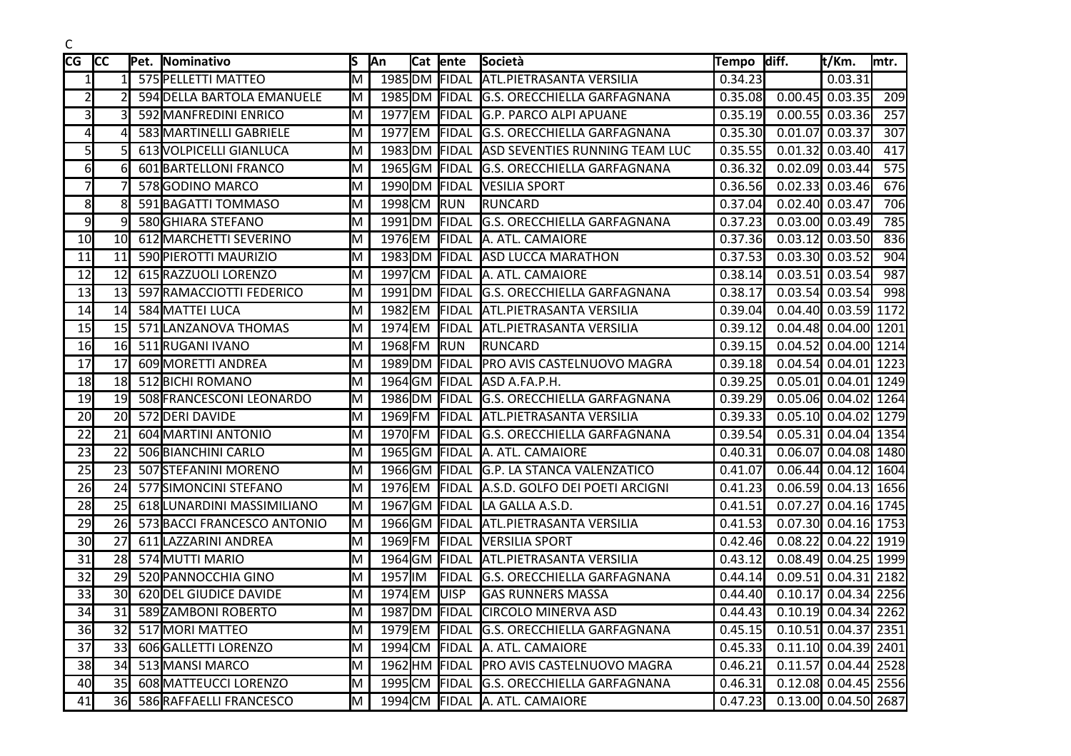C

| CG | CC | Pet. | Nominativo | S | An | Cat | ente | Società | Tempo | diff. | t/Km. | mtr. |
|---|---|---|---|---|---|---|---|---|---|---|---|---|
| 1 | 1 | 575 | PELLETTI MATTEO | M | 1985 | DM | FIDAL | ATL.PIETRASANTA VERSILIA | 0.34.23 | | 0.03.31 | |
| 2 | 2 | 594 | DELLA BARTOLA EMANUELE | M | 1985 | DM | FIDAL | G.S. ORECCHIELLA GARFAGNANA | 0.35.08 | 0.00.45 | 0.03.35 | 209 |
| 3 | 3 | 592 | MANFREDINI ENRICO | M | 1977 | EM | FIDAL | G.P. PARCO ALPI APUANE | 0.35.19 | 0.00.55 | 0.03.36 | 257 |
| 4 | 4 | 583 | MARTINELLI GABRIELE | M | 1977 | EM | FIDAL | G.S. ORECCHIELLA GARFAGNANA | 0.35.30 | 0.01.07 | 0.03.37 | 307 |
| 5 | 5 | 613 | VOLPICELLI GIANLUCA | M | 1983 | DM | FIDAL | ASD SEVENTIES RUNNING TEAM LUC | 0.35.55 | 0.01.32 | 0.03.40 | 417 |
| 6 | 6 | 601 | BARTELLONI FRANCO | M | 1965 | GM | FIDAL | G.S. ORECCHIELLA GARFAGNANA | 0.36.32 | 0.02.09 | 0.03.44 | 575 |
| 7 | 7 | 578 | GODINO MARCO | M | 1990 | DM | FIDAL | VESILIA SPORT | 0.36.56 | 0.02.33 | 0.03.46 | 676 |
| 8 | 8 | 591 | BAGATTI TOMMASO | M | 1998 | CM | RUN | RUNCARD | 0.37.04 | 0.02.40 | 0.03.47 | 706 |
| 9 | 9 | 580 | GHIARA STEFANO | M | 1991 | DM | FIDAL | G.S. ORECCHIELLA GARFAGNANA | 0.37.23 | 0.03.00 | 0.03.49 | 785 |
| 10 | 10 | 612 | MARCHETTI SEVERINO | M | 1976 | EM | FIDAL | A. ATL. CAMAIORE | 0.37.36 | 0.03.12 | 0.03.50 | 836 |
| 11 | 11 | 590 | PIEROTTI MAURIZIO | M | 1983 | DM | FIDAL | ASD LUCCA MARATHON | 0.37.53 | 0.03.30 | 0.03.52 | 904 |
| 12 | 12 | 615 | RAZZUOLI LORENZO | M | 1997 | CM | FIDAL | A. ATL. CAMAIORE | 0.38.14 | 0.03.51 | 0.03.54 | 987 |
| 13 | 13 | 597 | RAMACCIOTTI FEDERICO | M | 1991 | DM | FIDAL | G.S. ORECCHIELLA GARFAGNANA | 0.38.17 | 0.03.54 | 0.03.54 | 998 |
| 14 | 14 | 584 | MATTEI LUCA | M | 1982 | EM | FIDAL | ATL.PIETRASANTA VERSILIA | 0.39.04 | 0.04.40 | 0.03.59 | 1172 |
| 15 | 15 | 571 | LANZANOVA THOMAS | M | 1974 | EM | FIDAL | ATL.PIETRASANTA VERSILIA | 0.39.12 | 0.04.48 | 0.04.00 | 1201 |
| 16 | 16 | 511 | RUGANI IVANO | M | 1968 | FM | RUN | RUNCARD | 0.39.15 | 0.04.52 | 0.04.00 | 1214 |
| 17 | 17 | 609 | MORETTI ANDREA | M | 1989 | DM | FIDAL | PRO AVIS CASTELNUOVO MAGRA | 0.39.18 | 0.04.54 | 0.04.01 | 1223 |
| 18 | 18 | 512 | BICHI ROMANO | M | 1964 | GM | FIDAL | ASD A.FA.P.H. | 0.39.25 | 0.05.01 | 0.04.01 | 1249 |
| 19 | 19 | 508 | FRANCESCONI LEONARDO | M | 1986 | DM | FIDAL | G.S. ORECCHIELLA GARFAGNANA | 0.39.29 | 0.05.06 | 0.04.02 | 1264 |
| 20 | 20 | 572 | DERI DAVIDE | M | 1969 | FM | FIDAL | ATL.PIETRASANTA VERSILIA | 0.39.33 | 0.05.10 | 0.04.02 | 1279 |
| 22 | 21 | 604 | MARTINI ANTONIO | M | 1970 | FM | FIDAL | G.S. ORECCHIELLA GARFAGNANA | 0.39.54 | 0.05.31 | 0.04.04 | 1354 |
| 23 | 22 | 506 | BIANCHINI CARLO | M | 1965 | GM | FIDAL | A. ATL. CAMAIORE | 0.40.31 | 0.06.07 | 0.04.08 | 1480 |
| 25 | 23 | 507 | STEFANINI MORENO | M | 1966 | GM | FIDAL | G.P. LA STANCA VALENZATICO | 0.41.07 | 0.06.44 | 0.04.12 | 1604 |
| 26 | 24 | 577 | SIMONCINI STEFANO | M | 1976 | EM | FIDAL | A.S.D. GOLFO DEI POETI ARCIGNI | 0.41.23 | 0.06.59 | 0.04.13 | 1656 |
| 28 | 25 | 618 | LUNARDINI MASSIMILIANO | M | 1967 | GM | FIDAL | LA GALLA A.S.D. | 0.41.51 | 0.07.27 | 0.04.16 | 1745 |
| 29 | 26 | 573 | BACCI FRANCESCO ANTONIO | M | 1966 | GM | FIDAL | ATL.PIETRASANTA VERSILIA | 0.41.53 | 0.07.30 | 0.04.16 | 1753 |
| 30 | 27 | 611 | LAZZARINI ANDREA | M | 1969 | FM | FIDAL | VERSILIA SPORT | 0.42.46 | 0.08.22 | 0.04.22 | 1919 |
| 31 | 28 | 574 | MUTTI MARIO | M | 1964 | GM | FIDAL | ATL.PIETRASANTA VERSILIA | 0.43.12 | 0.08.49 | 0.04.25 | 1999 |
| 32 | 29 | 520 | PANNOCCHIA GINO | M | 1957 | IM | FIDAL | G.S. ORECCHIELLA GARFAGNANA | 0.44.14 | 0.09.51 | 0.04.31 | 2182 |
| 33 | 30 | 620 | DEL GIUDICE DAVIDE | M | 1974 | EM | UISP | GAS RUNNERS MASSA | 0.44.40 | 0.10.17 | 0.04.34 | 2256 |
| 34 | 31 | 589 | ZAMBONI ROBERTO | M | 1987 | DM | FIDAL | CIRCOLO MINERVA ASD | 0.44.43 | 0.10.19 | 0.04.34 | 2262 |
| 36 | 32 | 517 | MORI MATTEO | M | 1979 | EM | FIDAL | G.S. ORECCHIELLA GARFAGNANA | 0.45.15 | 0.10.51 | 0.04.37 | 2351 |
| 37 | 33 | 606 | GALLETTI LORENZO | M | 1994 | CM | FIDAL | A. ATL. CAMAIORE | 0.45.33 | 0.11.10 | 0.04.39 | 2401 |
| 38 | 34 | 513 | MANSI MARCO | M | 1962 | HM | FIDAL | PRO AVIS CASTELNUOVO MAGRA | 0.46.21 | 0.11.57 | 0.04.44 | 2528 |
| 40 | 35 | 608 | MATTEUCCI LORENZO | M | 1995 | CM | FIDAL | G.S. ORECCHIELLA GARFAGNANA | 0.46.31 | 0.12.08 | 0.04.45 | 2556 |
| 41 | 36 | 586 | RAFFAELLI FRANCESCO | M | 1994 | CM | FIDAL | A. ATL. CAMAIORE | 0.47.23 | 0.13.00 | 0.04.50 | 2687 |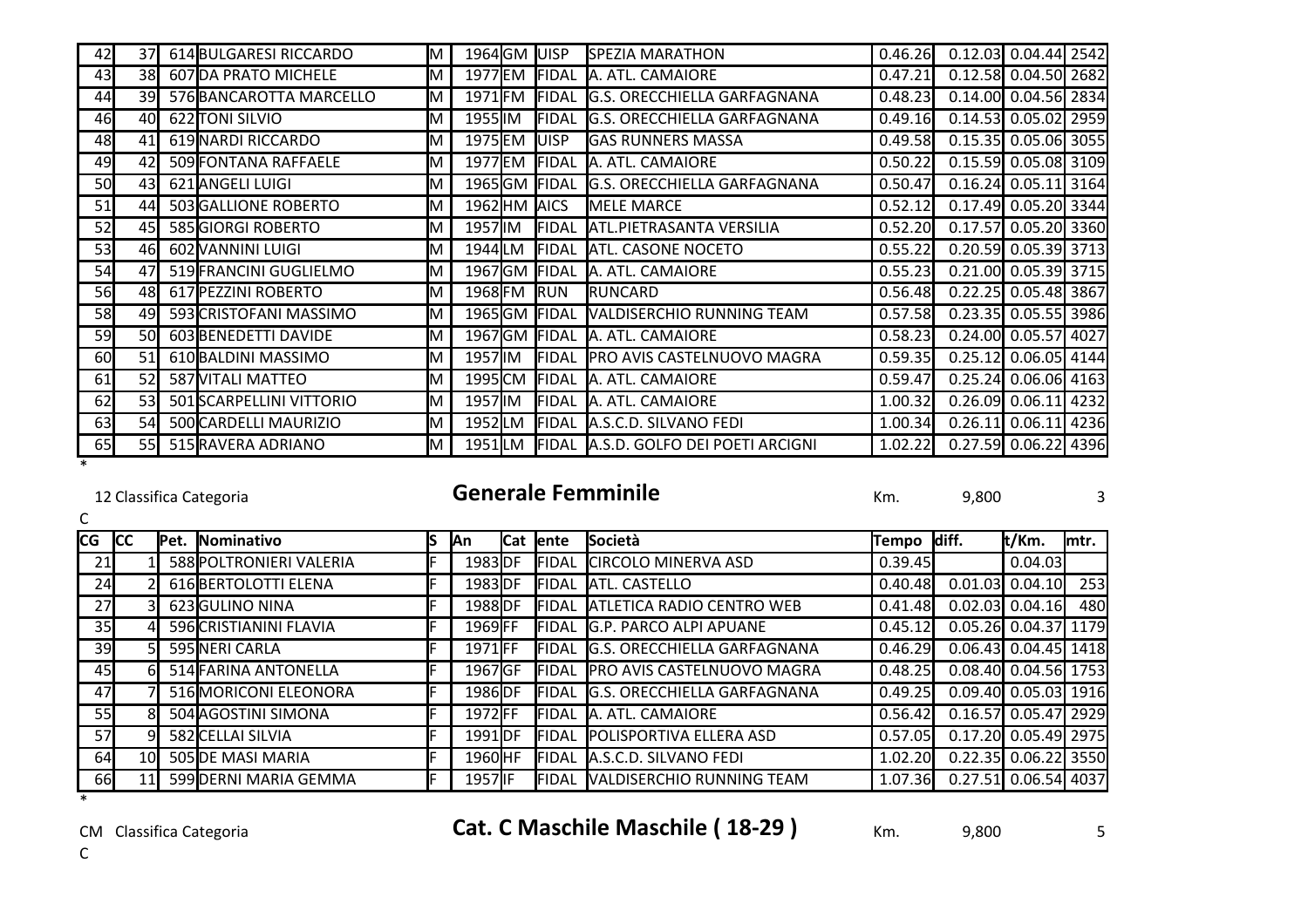| | | | | | | | | | | | | |
|---|---|---|---|---|---|---|---|---|---|---|---|---|
| 42 | 37 | 614 | BULGARESI RICCARDO | M | 1964 | GM | UISP | SPEZIA MARATHON | 0.46.26 | 0.12.03 | 0.04.44 | 2542 |
| 43 | 38 | 607 | DA PRATO MICHELE | M | 1977 | EM | FIDAL | A. ATL. CAMAIORE | 0.47.21 | 0.12.58 | 0.04.50 | 2682 |
| 44 | 39 | 576 | BANCAROTTA MARCELLO | M | 1971 | FM | FIDAL | G.S. ORECCHIELLA GARFAGNANA | 0.48.23 | 0.14.00 | 0.04.56 | 2834 |
| 46 | 40 | 622 | TONI SILVIO | M | 1955 | IM | FIDAL | G.S. ORECCHIELLA GARFAGNANA | 0.49.16 | 0.14.53 | 0.05.02 | 2959 |
| 48 | 41 | 619 | NARDI RICCARDO | M | 1975 | EM | UISP | GAS RUNNERS MASSA | 0.49.58 | 0.15.35 | 0.05.06 | 3055 |
| 49 | 42 | 509 | FONTANA RAFFAELE | M | 1977 | EM | FIDAL | A. ATL. CAMAIORE | 0.50.22 | 0.15.59 | 0.05.08 | 3109 |
| 50 | 43 | 621 | ANGELI LUIGI | M | 1965 | GM | FIDAL | G.S. ORECCHIELLA GARFAGNANA | 0.50.47 | 0.16.24 | 0.05.11 | 3164 |
| 51 | 44 | 503 | GALLIONE ROBERTO | M | 1962 | HM | AICS | MELE MARCE | 0.52.12 | 0.17.49 | 0.05.20 | 3344 |
| 52 | 45 | 585 | GIORGI ROBERTO | M | 1957 | IM | FIDAL | ATL.PIETRASANTA VERSILIA | 0.52.20 | 0.17.57 | 0.05.20 | 3360 |
| 53 | 46 | 602 | VANNINI LUIGI | M | 1944 | LM | FIDAL | ATL. CASONE NOCETO | 0.55.22 | 0.20.59 | 0.05.39 | 3713 |
| 54 | 47 | 519 | FRANCINI GUGLIELMO | M | 1967 | GM | FIDAL | A. ATL. CAMAIORE | 0.55.23 | 0.21.00 | 0.05.39 | 3715 |
| 56 | 48 | 617 | PEZZINI ROBERTO | M | 1968 | FM | RUN | RUNCARD | 0.56.48 | 0.22.25 | 0.05.48 | 3867 |
| 58 | 49 | 593 | CRISTOFANI MASSIMO | M | 1965 | GM | FIDAL | VALDISERCHIO RUNNING TEAM | 0.57.58 | 0.23.35 | 0.05.55 | 3986 |
| 59 | 50 | 603 | BENEDETTI DAVIDE | M | 1967 | GM | FIDAL | A. ATL. CAMAIORE | 0.58.23 | 0.24.00 | 0.05.57 | 4027 |
| 60 | 51 | 610 | BALDINI MASSIMO | M | 1957 | IM | FIDAL | PRO AVIS CASTELNUOVO MAGRA | 0.59.35 | 0.25.12 | 0.06.05 | 4144 |
| 61 | 52 | 587 | VITALI MATTEO | M | 1995 | CM | FIDAL | A. ATL. CAMAIORE | 0.59.47 | 0.25.24 | 0.06.06 | 4163 |
| 62 | 53 | 501 | SCARPELLINI VITTORIO | M | 1957 | IM | FIDAL | A. ATL. CAMAIORE | 1.00.32 | 0.26.09 | 0.06.11 | 4232 |
| 63 | 54 | 500 | CARDELLI MAURIZIO | M | 1952 | LM | FIDAL | A.S.C.D. SILVANO FEDI | 1.00.34 | 0.26.11 | 0.06.11 | 4236 |
| 65 | 55 | 515 | RAVERA ADRIANO | M | 1951 | LM | FIDAL | A.S.D. GOLFO DEI POETI ARCIGNI | 1.02.22 | 0.27.59 | 0.06.22 | 4396 |

*

12 Classifica Categoria **Generale Femminile** Km. 9,800 3

C

| CG | CC | Pet. | Nominativo | S | An | Cat | ente | Società | Tempo | diff. | t/Km. | mtr. |
|---|---|---|---|---|---|---|---|---|---|---|---|---|
| 21 | 1 | 588 | POLTRONIERI VALERIA | F | 1983 | DF | FIDAL | CIRCOLO MINERVA ASD | 0.39.45 | | 0.04.03 | |
| 24 | 2 | 616 | BERTOLOTTI ELENA | F | 1983 | DF | FIDAL | ATL. CASTELLO | 0.40.48 | 0.01.03 | 0.04.10 | 253 |
| 27 | 3 | 623 | GULINO NINA | F | 1988 | DF | FIDAL | ATLETICA RADIO CENTRO WEB | 0.41.48 | 0.02.03 | 0.04.16 | 480 |
| 35 | 4 | 596 | CRISTIANINI FLAVIA | F | 1969 | FF | FIDAL | G.P. PARCO ALPI APUANE | 0.45.12 | 0.05.26 | 0.04.37 | 1179 |
| 39 | 5 | 595 | NERI CARLA | F | 1971 | FF | FIDAL | G.S. ORECCHIELLA GARFAGNANA | 0.46.29 | 0.06.43 | 0.04.45 | 1418 |
| 45 | 6 | 514 | FARINA ANTONELLA | F | 1967 | GF | FIDAL | PRO AVIS CASTELNUOVO MAGRA | 0.48.25 | 0.08.40 | 0.04.56 | 1753 |
| 47 | 7 | 516 | MORICONI ELEONORA | F | 1986 | DF | FIDAL | G.S. ORECCHIELLA GARFAGNANA | 0.49.25 | 0.09.40 | 0.05.03 | 1916 |
| 55 | 8 | 504 | AGOSTINI SIMONA | F | 1972 | FF | FIDAL | A. ATL. CAMAIORE | 0.56.42 | 0.16.57 | 0.05.47 | 2929 |
| 57 | 9 | 582 | CELLAI SILVIA | F | 1991 | DF | FIDAL | POLISPORTIVA ELLERA ASD | 0.57.05 | 0.17.20 | 0.05.49 | 2975 |
| 64 | 10 | 505 | DE MASI MARIA | F | 1960 | HF | FIDAL | A.S.C.D. SILVANO FEDI | 1.02.20 | 0.22.35 | 0.06.22 | 3550 |
| 66 | 11 | 599 | DERNI MARIA GEMMA | F | 1957 | IF | FIDAL | VALDISERCHIO RUNNING TEAM | 1.07.36 | 0.27.51 | 0.06.54 | 4037 |

*

CM Classifica Categoria **Cat. C Maschile Maschile ( 18-29 )** Km. 9,800 5

C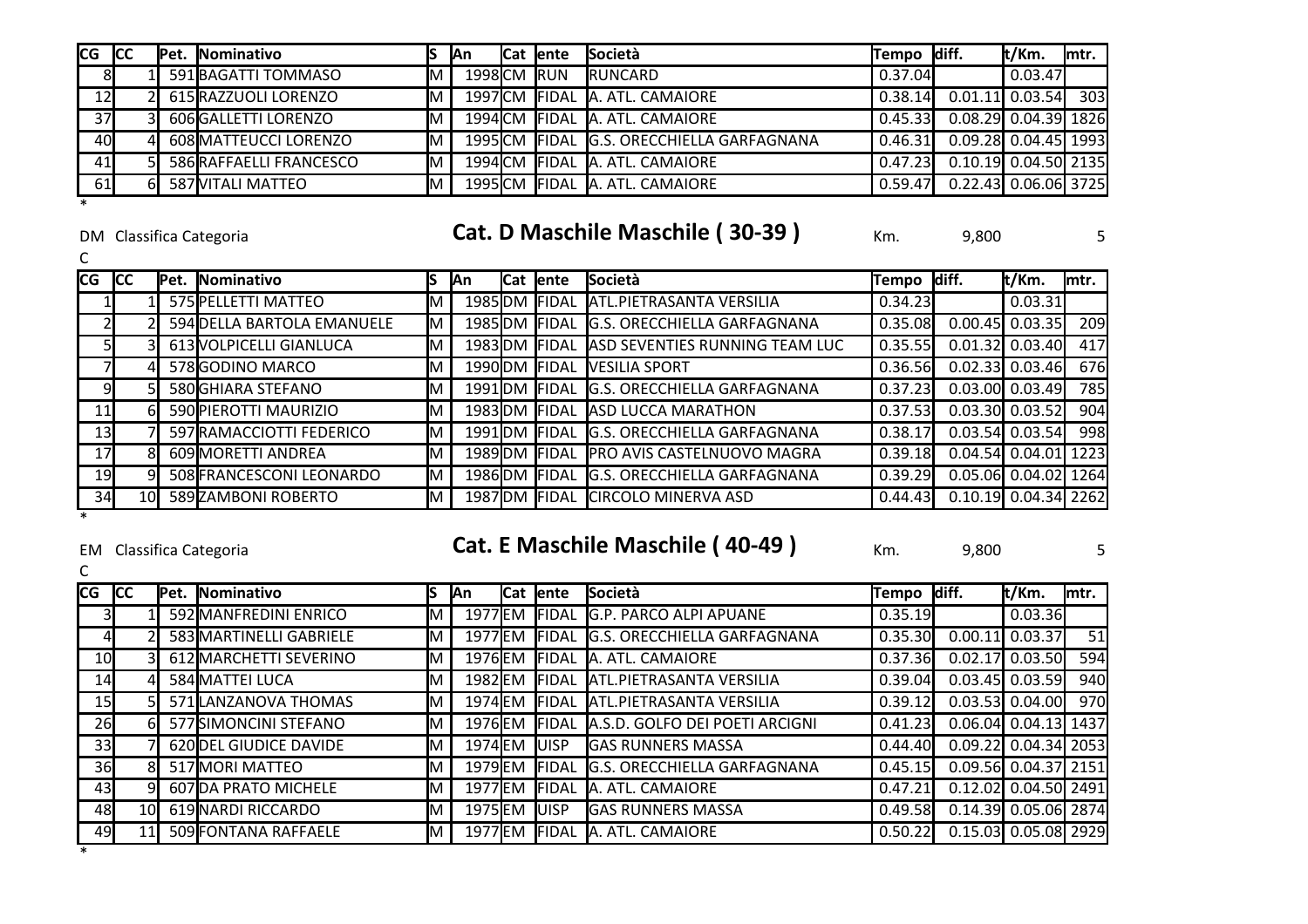| CG | CC | Pet. | Nominativo | S | An | Cat | ente | Società | Tempo | diff. | t/Km. | mtr. |
|---|---|---|---|---|---|---|---|---|---|---|---|---|
| 8 | 1 | 591 | BAGATTI TOMMASO | M | 1998 | CM | RUN | RUNCARD | 0.37.04 | | 0.03.47 | |
| 12 | 2 | 615 | RAZZUOLI LORENZO | M | 1997 | CM | FIDAL | A. ATL. CAMAIORE | 0.38.14 | 0.01.11 | 0.03.54 | 303 |
| 37 | 3 | 606 | GALLETTI LORENZO | M | 1994 | CM | FIDAL | A. ATL. CAMAIORE | 0.45.33 | 0.08.29 | 0.04.39 | 1826 |
| 40 | 4 | 608 | MATTEUCCI LORENZO | M | 1995 | CM | FIDAL | G.S. ORECCHIELLA GARFAGNANA | 0.46.31 | 0.09.28 | 0.04.45 | 1993 |
| 41 | 5 | 586 | RAFFAELLI FRANCESCO | M | 1994 | CM | FIDAL | A. ATL. CAMAIORE | 0.47.23 | 0.10.19 | 0.04.50 | 2135 |
| 61 | 6 | 587 | VITALI MATTEO | M | 1995 | CM | FIDAL | A. ATL. CAMAIORE | 0.59.47 | 0.22.43 | 0.06.06 | 3725 |

*

DM Classifica Categoria C

## Cat. D Maschile Maschile ( 30-39 )

Km. 9,800 5

| CG | CC | Pet. | Nominativo | S | An | Cat | ente | Società | Tempo | diff. | t/Km. | mtr. |
|---|---|---|---|---|---|---|---|---|---|---|---|---|
| 1 | 1 | 575 | PELLETTI MATTEO | M | 1985 | DM | FIDAL | ATL.PIETRASANTA VERSILIA | 0.34.23 | | 0.03.31 | |
| 2 | 2 | 594 | DELLA BARTOLA EMANUELE | M | 1985 | DM | FIDAL | G.S. ORECCHIELLA GARFAGNANA | 0.35.08 | 0.00.45 | 0.03.35 | 209 |
| 5 | 3 | 613 | VOLPICELLI GIANLUCA | M | 1983 | DM | FIDAL | ASD SEVENTIES RUNNING TEAM LUC | 0.35.55 | 0.01.32 | 0.03.40 | 417 |
| 7 | 4 | 578 | GODINO MARCO | M | 1990 | DM | FIDAL | VESILIA SPORT | 0.36.56 | 0.02.33 | 0.03.46 | 676 |
| 9 | 5 | 580 | GHIARA STEFANO | M | 1991 | DM | FIDAL | G.S. ORECCHIELLA GARFAGNANA | 0.37.23 | 0.03.00 | 0.03.49 | 785 |
| 11 | 6 | 590 | PIEROTTI MAURIZIO | M | 1983 | DM | FIDAL | ASD LUCCA MARATHON | 0.37.53 | 0.03.30 | 0.03.52 | 904 |
| 13 | 7 | 597 | RAMACCIOTTI FEDERICO | M | 1991 | DM | FIDAL | G.S. ORECCHIELLA GARFAGNANA | 0.38.17 | 0.03.54 | 0.03.54 | 998 |
| 17 | 8 | 609 | MORETTI ANDREA | M | 1989 | DM | FIDAL | PRO AVIS CASTELNUOVO MAGRA | 0.39.18 | 0.04.54 | 0.04.01 | 1223 |
| 19 | 9 | 508 | FRANCESCONI LEONARDO | M | 1986 | DM | FIDAL | G.S. ORECCHIELLA GARFAGNANA | 0.39.29 | 0.05.06 | 0.04.02 | 1264 |
| 34 | 10 | 589 | ZAMBONI ROBERTO | M | 1987 | DM | FIDAL | CIRCOLO MINERVA ASD | 0.44.43 | 0.10.19 | 0.04.34 | 2262 |

*

EM Classifica Categoria C

## Cat. E Maschile Maschile ( 40-49 )

Km. 9,800 5

| CG | CC | Pet. | Nominativo | S | An | Cat | ente | Società | Tempo | diff. | t/Km. | mtr. |
|---|---|---|---|---|---|---|---|---|---|---|---|---|
| 3 | 1 | 592 | MANFREDINI ENRICO | M | 1977 | EM | FIDAL | G.P. PARCO ALPI APUANE | 0.35.19 | | 0.03.36 | |
| 4 | 2 | 583 | MARTINELLI GABRIELE | M | 1977 | EM | FIDAL | G.S. ORECCHIELLA GARFAGNANA | 0.35.30 | 0.00.11 | 0.03.37 | 51 |
| 10 | 3 | 612 | MARCHETTI SEVERINO | M | 1976 | EM | FIDAL | A. ATL. CAMAIORE | 0.37.36 | 0.02.17 | 0.03.50 | 594 |
| 14 | 4 | 584 | MATTEI LUCA | M | 1982 | EM | FIDAL | ATL.PIETRASANTA VERSILIA | 0.39.04 | 0.03.45 | 0.03.59 | 940 |
| 15 | 5 | 571 | LANZANOVA THOMAS | M | 1974 | EM | FIDAL | ATL.PIETRASANTA VERSILIA | 0.39.12 | 0.03.53 | 0.04.00 | 970 |
| 26 | 6 | 577 | SIMONCINI STEFANO | M | 1976 | EM | FIDAL | A.S.D. GOLFO DEI POETI ARCIGNI | 0.41.23 | 0.06.04 | 0.04.13 | 1437 |
| 33 | 7 | 620 | DEL GIUDICE DAVIDE | M | 1974 | EM | UISP | GAS RUNNERS MASSA | 0.44.40 | 0.09.22 | 0.04.34 | 2053 |
| 36 | 8 | 517 | MORI MATTEO | M | 1979 | EM | FIDAL | G.S. ORECCHIELLA GARFAGNANA | 0.45.15 | 0.09.56 | 0.04.37 | 2151 |
| 43 | 9 | 607 | DA PRATO MICHELE | M | 1977 | EM | FIDAL | A. ATL. CAMAIORE | 0.47.21 | 0.12.02 | 0.04.50 | 2491 |
| 48 | 10 | 619 | NARDI RICCARDO | M | 1975 | EM | UISP | GAS RUNNERS MASSA | 0.49.58 | 0.14.39 | 0.05.06 | 2874 |
| 49 | 11 | 509 | FONTANA RAFFAELE | M | 1977 | EM | FIDAL | A. ATL. CAMAIORE | 0.50.22 | 0.15.03 | 0.05.08 | 2929 |

*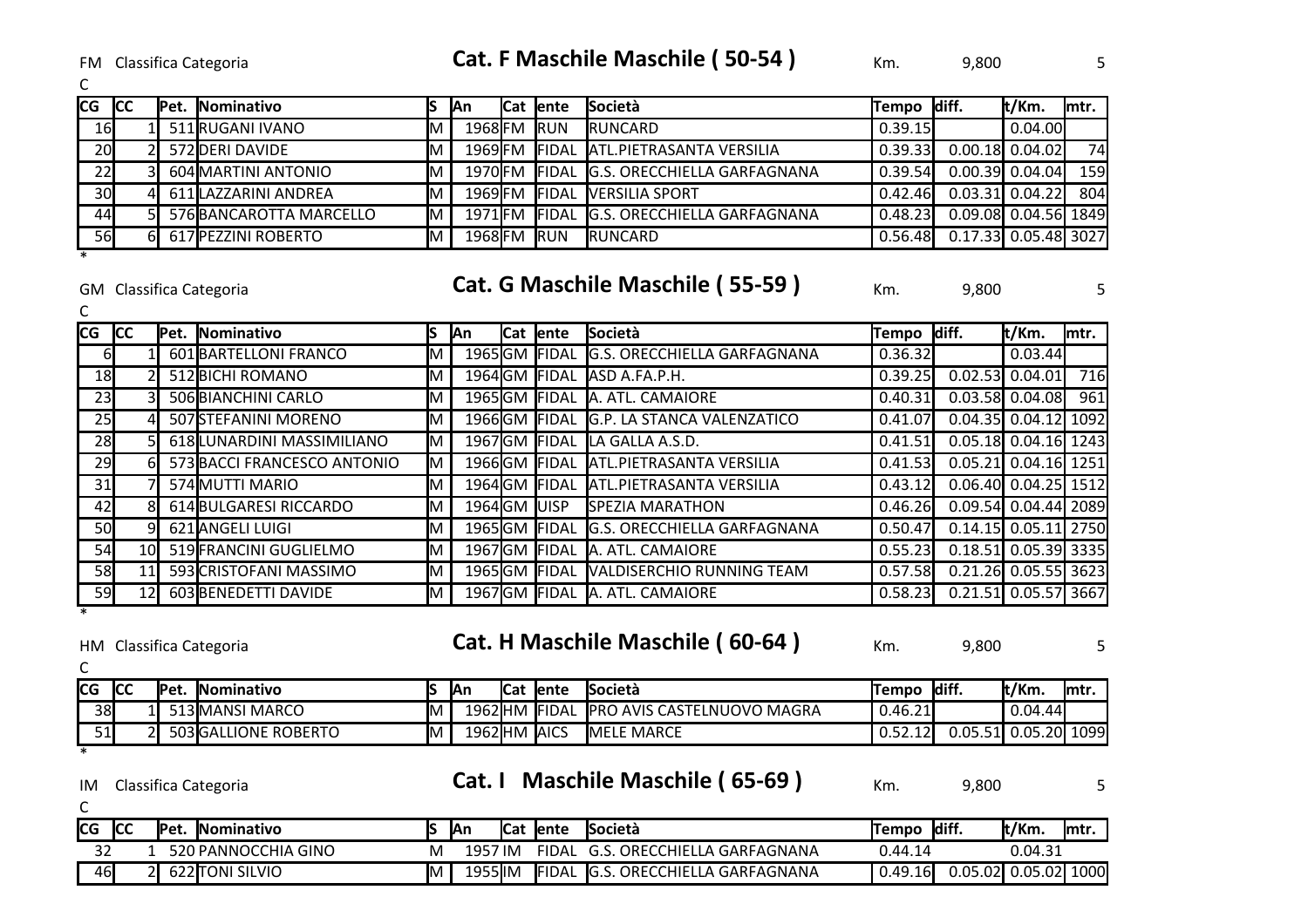FM Classifica Categoria **Cat. F Maschile Maschile ( 50-54 )** Km. 9,800 5

C

| CG | CC | Pet. | Nominativo | S | An | Cat | ente | Società | Tempo | diff. | t/Km. | mtr. |
|---|---|---|---|---|---|---|---|---|---|---|---|---|
| 16 | 1 | 511 | RUGANI IVANO | M | 1968 | FM | RUN | RUNCARD | 0.39.15 | | 0.04.00 | |
| 20 | 2 | 572 | DERI DAVIDE | M | 1969 | FM | FIDAL | ATL.PIETRASANTA VERSILIA | 0.39.33 | 0.00.18 | 0.04.02 | 74 |
| 22 | 3 | 604 | MARTINI ANTONIO | M | 1970 | FM | FIDAL | G.S. ORECCHIELLA GARFAGNANA | 0.39.54 | 0.00.39 | 0.04.04 | 159 |
| 30 | 4 | 611 | LAZZARINI ANDREA | M | 1969 | FM | FIDAL | VERSILIA SPORT | 0.42.46 | 0.03.31 | 0.04.22 | 804 |
| 44 | 5 | 576 | BANCAROTTA MARCELLO | M | 1971 | FM | FIDAL | G.S. ORECCHIELLA GARFAGNANA | 0.48.23 | 0.09.08 | 0.04.56 | 1849 |
| 56 | 6 | 617 | PEZZINI ROBERTO | M | 1968 | FM | RUN | RUNCARD | 0.56.48 | 0.17.33 | 0.05.48 | 3027 |

*

GM Classifica Categoria **Cat. G Maschile Maschile ( 55-59 )** Km. 9,800 5

C

| CG | CC | Pet. | Nominativo | S | An | Cat | ente | Società | Tempo | diff. | t/Km. | mtr. |
|---|---|---|---|---|---|---|---|---|---|---|---|---|
| 6 | 1 | 601 | BARTELLONI FRANCO | M | 1965 | GM | FIDAL | G.S. ORECCHIELLA GARFAGNANA | 0.36.32 | | 0.03.44 | |
| 18 | 2 | 512 | BICHI ROMANO | M | 1964 | GM | FIDAL | ASD A.FA.P.H. | 0.39.25 | 0.02.53 | 0.04.01 | 716 |
| 23 | 3 | 506 | BIANCHINI CARLO | M | 1965 | GM | FIDAL | A. ATL. CAMAIORE | 0.40.31 | 0.03.58 | 0.04.08 | 961 |
| 25 | 4 | 507 | STEFANINI MORENO | M | 1966 | GM | FIDAL | G.P. LA STANCA VALENZATICO | 0.41.07 | 0.04.35 | 0.04.12 | 1092 |
| 28 | 5 | 618 | LUNARDINI MASSIMILIANO | M | 1967 | GM | FIDAL | LA GALLA A.S.D. | 0.41.51 | 0.05.18 | 0.04.16 | 1243 |
| 29 | 6 | 573 | BACCI FRANCESCO ANTONIO | M | 1966 | GM | FIDAL | ATL.PIETRASANTA VERSILIA | 0.41.53 | 0.05.21 | 0.04.16 | 1251 |
| 31 | 7 | 574 | MUTTI MARIO | M | 1964 | GM | FIDAL | ATL.PIETRASANTA VERSILIA | 0.43.12 | 0.06.40 | 0.04.25 | 1512 |
| 42 | 8 | 614 | BULGARESI RICCARDO | M | 1964 | GM | UISP | SPEZIA MARATHON | 0.46.26 | 0.09.54 | 0.04.44 | 2089 |
| 50 | 9 | 621 | ANGELI LUIGI | M | 1965 | GM | FIDAL | G.S. ORECCHIELLA GARFAGNANA | 0.50.47 | 0.14.15 | 0.05.11 | 2750 |
| 54 | 10 | 519 | FRANCINI GUGLIELMO | M | 1967 | GM | FIDAL | A. ATL. CAMAIORE | 0.55.23 | 0.18.51 | 0.05.39 | 3335 |
| 58 | 11 | 593 | CRISTOFANI MASSIMO | M | 1965 | GM | FIDAL | VALDISERCHIO RUNNING TEAM | 0.57.58 | 0.21.26 | 0.05.55 | 3623 |
| 59 | 12 | 603 | BENEDETTI DAVIDE | M | 1967 | GM | FIDAL | A. ATL. CAMAIORE | 0.58.23 | 0.21.51 | 0.05.57 | 3667 |

*

HM Classifica Categoria **Cat. H Maschile Maschile ( 60-64 )** Km. 9,800 5

C

| CG | CC | Pet. | Nominativo | S | An | Cat | ente | Società | Tempo | diff. | t/Km. | mtr. |
|---|---|---|---|---|---|---|---|---|---|---|---|---|
| 38 | 1 | 513 | MANSI MARCO | M | 1962 | HM | FIDAL | PRO AVIS CASTELNUOVO MAGRA | 0.46.21 | | 0.04.44 | |
| 51 | 2 | 503 | GALLIONE ROBERTO | M | 1962 | HM | AICS | MELE MARCE | 0.52.12 | 0.05.51 | 0.05.20 | 1099 |

*

IM Classifica Categoria **Cat. I Maschile Maschile ( 65-69 )** Km. 9,800 5

C

| CG | CC | Pet. | Nominativo | S | An | Cat | ente | Società | Tempo | diff. | t/Km. | mtr. |
|---|---|---|---|---|---|---|---|---|---|---|---|---|
| 32 | 1 | 520 | PANNOCCHIA GINO | M | 1957 | IM | FIDAL | G.S. ORECCHIELLA GARFAGNANA | 0.44.14 | | 0.04.31 | |
| 46 | 2 | 622 | TONI SILVIO | M | 1955 | IM | FIDAL | G.S. ORECCHIELLA GARFAGNANA | 0.49.16 | 0.05.02 | 0.05.02 | 1000 |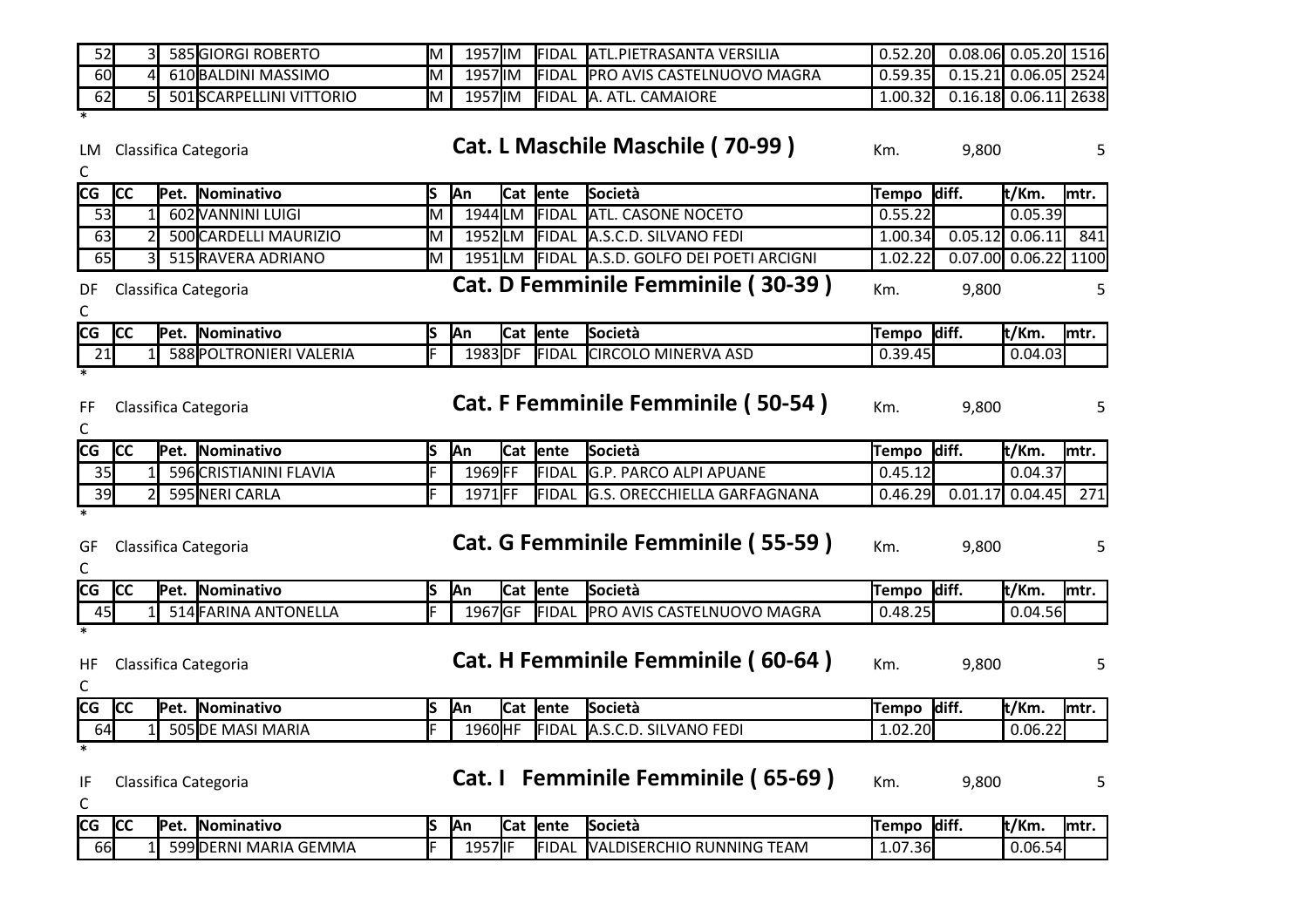| | | | | | | | | | | | | |
|---|---|---|---|---|---|---|---|---|---|---|---|---|
| 52 | 3 | 585 | GIORGI ROBERTO | M | 1957 | IM | FIDAL | ATL.PIETRASANTA VERSILIA | 0.52.20 | 0.08.06 | 0.05.20 | 1516 |
| 60 | 4 | 610 | BALDINI MASSIMO | M | 1957 | IM | FIDAL | PRO AVIS CASTELNUOVO MAGRA | 0.59.35 | 0.15.21 | 0.06.05 | 2524 |
| 62 | 5 | 501 | SCARPELLINI VITTORIO | M | 1957 | IM | FIDAL | A. ATL. CAMAIORE | 1.00.32 | 0.16.18 | 0.06.11 | 2638 |

*

LM C Classifica Categoria

## Cat. L Maschile Maschile ( 70-99 )

Km. 9,800 5

| CG | CC | Pet. | Nominativo | S | An | Cat | ente | Società | Tempo | diff. | t/Km. | mtr. |
|---|---|---|---|---|---|---|---|---|---|---|---|---|
| 53 | 1 | 602 | VANNINI LUIGI | M | 1944 | LM | FIDAL | ATL. CASONE NOCETO | 0.55.22 | | 0.05.39 | |
| 63 | 2 | 500 | CARDELLI MAURIZIO | M | 1952 | LM | FIDAL | A.S.C.D. SILVANO FEDI | 1.00.34 | 0.05.12 | 0.06.11 | 841 |
| 65 | 3 | 515 | RAVERA ADRIANO | M | 1951 | LM | FIDAL | A.S.D. GOLFO DEI POETI ARCIGNI | 1.02.22 | 0.07.00 | 0.06.22 | 1100 |

DF C Classifica Categoria

## Cat. D Femminile Femminile ( 30-39 )

Km. 9,800 5

| CG | CC | Pet. | Nominativo | S | An | Cat | ente | Società | Tempo | diff. | t/Km. | mtr. |
|---|---|---|---|---|---|---|---|---|---|---|---|---|
| 21 | 1 | 588 | POLTRONIERI VALERIA | F | 1983 | DF | FIDAL | CIRCOLO MINERVA ASD | 0.39.45 | | 0.04.03 | |

*

FF C Classifica Categoria

## Cat. F Femminile Femminile ( 50-54 )

Km. 9,800 5

| CG | CC | Pet. | Nominativo | S | An | Cat | ente | Società | Tempo | diff. | t/Km. | mtr. |
|---|---|---|---|---|---|---|---|---|---|---|---|---|
| 35 | 1 | 596 | CRISTIANINI FLAVIA | F | 1969 | FF | FIDAL | G.P. PARCO ALPI APUANE | 0.45.12 | | 0.04.37 | |
| 39 | 2 | 595 | NERI CARLA | F | 1971 | FF | FIDAL | G.S. ORECCHIELLA GARFAGNANA | 0.46.29 | 0.01.17 | 0.04.45 | 271 |

*

GF C Classifica Categoria

## Cat. G Femminile Femminile ( 55-59 )

Km. 9,800 5

| CG | CC | Pet. | Nominativo | S | An | Cat | ente | Società | Tempo | diff. | t/Km. | mtr. |
|---|---|---|---|---|---|---|---|---|---|---|---|---|
| 45 | 1 | 514 | FARINA ANTONELLA | F | 1967 | GF | FIDAL | PRO AVIS CASTELNUOVO MAGRA | 0.48.25 | | 0.04.56 | |

*

HF C Classifica Categoria

## Cat. H Femminile Femminile ( 60-64 )

Km. 9,800 5

| CG | CC | Pet. | Nominativo | S | An | Cat | ente | Società | Tempo | diff. | t/Km. | mtr. |
|---|---|---|---|---|---|---|---|---|---|---|---|---|
| 64 | 1 | 505 | DE MASI MARIA | F | 1960 | HF | FIDAL | A.S.C.D. SILVANO FEDI | 1.02.20 | | 0.06.22 | |

*

IF C Classifica Categoria

## Cat. I Femminile Femminile ( 65-69 )

Km. 9,800 5

| CG | CC | Pet. | Nominativo | S | An | Cat | ente | Società | Tempo | diff. | t/Km. | mtr. |
|---|---|---|---|---|---|---|---|---|---|---|---|---|
| 66 | 1 | 599 | DERNI MARIA GEMMA | F | 1957 | IF | FIDAL | VALDISERCHIO RUNNING TEAM | 1.07.36 | | 0.06.54 | |